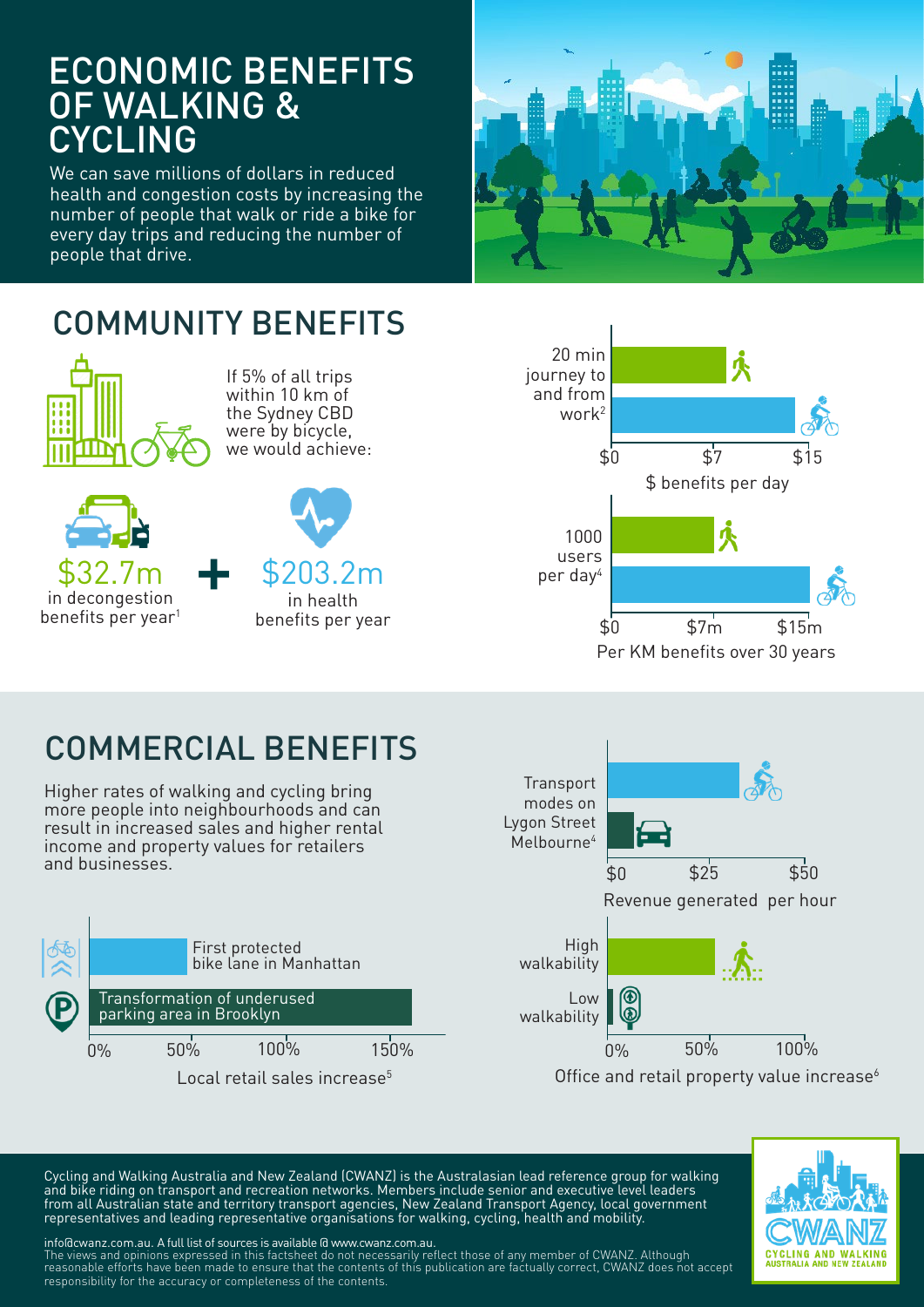# ECONOMIC BENEFITS OF WALKING & CYCLING

We can save millions of dollars in reduced health and congestion costs by increasing the number of people that walk or ride a bike for every day trips and reducing the number of people that drive.

## COMMUNITY BENEFITS

If 5% of all trips within 10 km of the Sydney CBD were by bicycle, we would achieve:

**$32.7m** in decongestion benefits per year[1]

+

**$203.2m** in health benefits per year

20 min journey to and from work[2]

$0 $7 $15

$ benefits per day

1000 users per day[4]

$0 $7m $15m

Per KM benefits over 30 years

## COMMERCIAL BENEFITS

Higher rates of walking and cycling bring more people into neighbourhoods and can result in increased sales and higher rental income and property values for retailers and businesses.

First protected bike lane in Manhattan

Transformation of underused parking area in Brooklyn

0% 50% 100% 150%

Local retail sales increase[5]

Transport modes on Lygon Street Melbourne[4]

$0 $25 $50

Revenue generated per hour

High walkability

Low walkability

0% 50% 100%

Office and retail property value increase[6]

Cycling and Walking Australia and New Zealand (CWANZ) is the Australasian lead reference group for walking and bike riding on transport and recreation networks. Members include senior and executive level leaders from all Australian state and territory transport agencies, New Zealand Transport Agency, local government representatives and leading representative organisations for walking, cycling, health and mobility.

info@cwanz.com.au. A full list of sources is available @ www.cwanz.com.au.
The views and opinions expressed in this factsheet do not necessarily reflect those of any member of CWANZ. Although reasonable efforts have been made to ensure that the contents of this publication are factually correct, CWANZ does not accept responsibility for the accuracy or completeness of the contents.

CWANZ
CYCLING AND WALKING AUSTRALIA AND NEW ZEALAND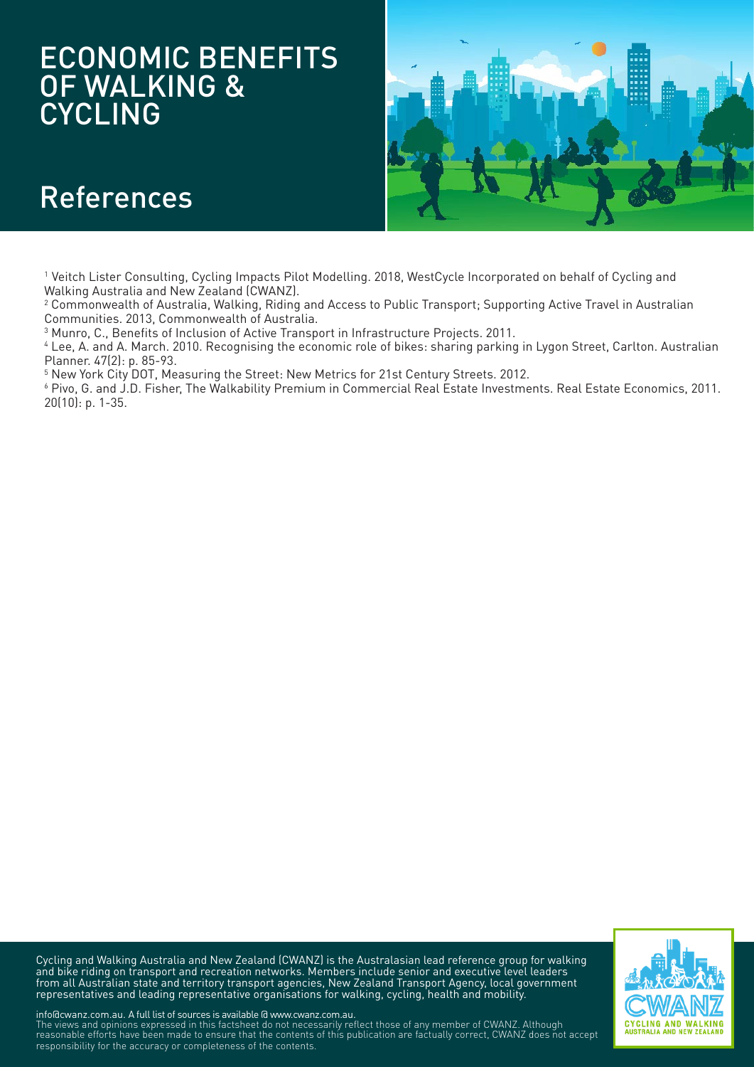# ECONOMIC BENEFITS OF WALKING & CYCLING

## References

[1] Veitch Lister Consulting, Cycling Impacts Pilot Modelling. 2018, WestCycle Incorporated on behalf of Cycling and Walking Australia and New Zealand (CWANZ).
[2] Commonwealth of Australia, Walking, Riding and Access to Public Transport; Supporting Active Travel in Australian Communities. 2013, Commonwealth of Australia.
[3] Munro, C., Benefits of Inclusion of Active Transport in Infrastructure Projects. 2011.
[4] Lee, A. and A. March. 2010. Recognising the economic role of bikes: sharing parking in Lygon Street, Carlton. Australian Planner. 47(2): p. 85-93.
[5] New York City DOT, Measuring the Street: New Metrics for 21st Century Streets. 2012.
[6] Pivo, G. and J.D. Fisher, The Walkability Premium in Commercial Real Estate Investments. Real Estate Economics, 2011. 20(10): p. 1-35.

Cycling and Walking Australia and New Zealand (CWANZ) is the Australasian lead reference group for walking and bike riding on transport and recreation networks. Members include senior and executive level leaders from all Australian state and territory transport agencies, New Zealand Transport Agency, local government representatives and leading representative organisations for walking, cycling, health and mobility.

info@cwanz.com.au. A full list of sources is available @ www.cwanz.com.au.
The views and opinions expressed in this factsheet do not necessarily reflect those of any member of CWANZ. Although reasonable efforts have been made to ensure that the contents of this publication are factually correct, CWANZ does not accept responsibility for the accuracy or completeness of the contents.

CWANZ
CYCLING AND WALKING AUSTRALIA AND NEW ZEALAND